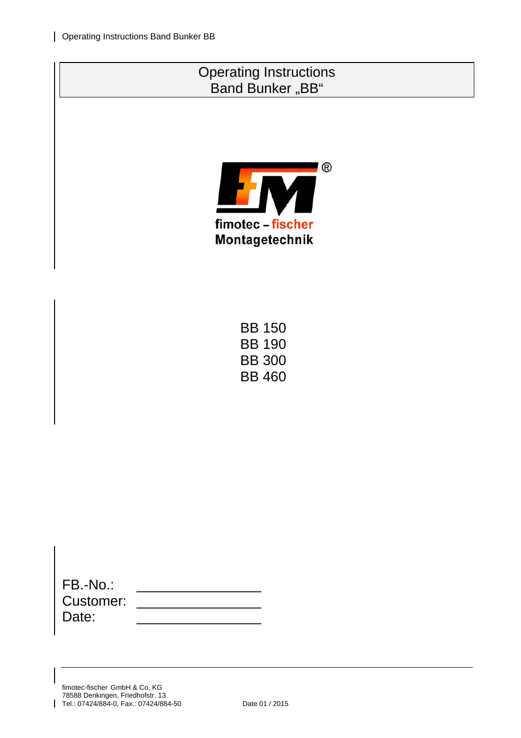# Operating Instructions
# Band Bunker „BB“

fimotec – fischer
Montagetechnik

BB 150
BB 190
BB 300
BB 460

FB.-No.: _______________
Customer: _______________
Date: _______________

fimotec-fischer GmbH & Co. KG
78588 Denkingen, Friedhofstr. 13
Tel.: 07424/884-0, Fax.: 07424/884-50

Date 01 / 2015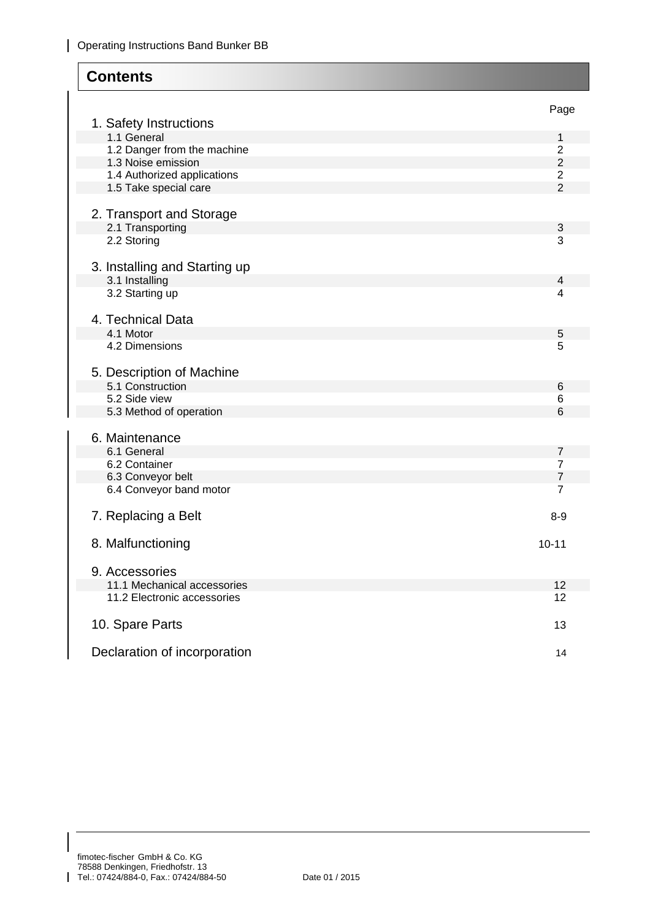## Contents

| | Page |
|---|---|
| **1. Safety Instructions** | |
| 1.1 General | 1 |
| 1.2 Danger from the machine | 2 |
| 1.3 Noise emission | 2 |
| 1.4 Authorized applications | 2 |
| 1.5 Take special care | 2 |
| **2. Transport and Storage** | |
| 2.1 Transporting | 3 |
| 2.2 Storing | 3 |
| **3. Installing and Starting up** | |
| 3.1 Installing | 4 |
| 3.2 Starting up | 4 |
| **4. Technical Data** | |
| 4.1 Motor | 5 |
| 4.2 Dimensions | 5 |
| **5. Description of Machine** | |
| 5.1 Construction | 6 |
| 5.2 Side view | 6 |
| 5.3 Method of operation | 6 |
| **6. Maintenance** | |
| 6.1 General | 7 |
| 6.2 Container | 7 |
| 6.3 Conveyor belt | 7 |
| 6.4 Conveyor band motor | 7 |
| **7. Replacing a Belt** | 8-9 |
| **8. Malfunctioning** | 10-11 |
| **9. Accessories** | |
| 11.1 Mechanical accessories | 12 |
| 11.2 Electronic accessories | 12 |
| **10. Spare Parts** | 13 |
| **Declaration of incorporation** | 14 |

fimotec-fischer GmbH & Co. KG
78588 Denkingen, Friedhofstr. 13
Tel.: 07424/884-0, Fax.: 07424/884-50

Date 01 / 2015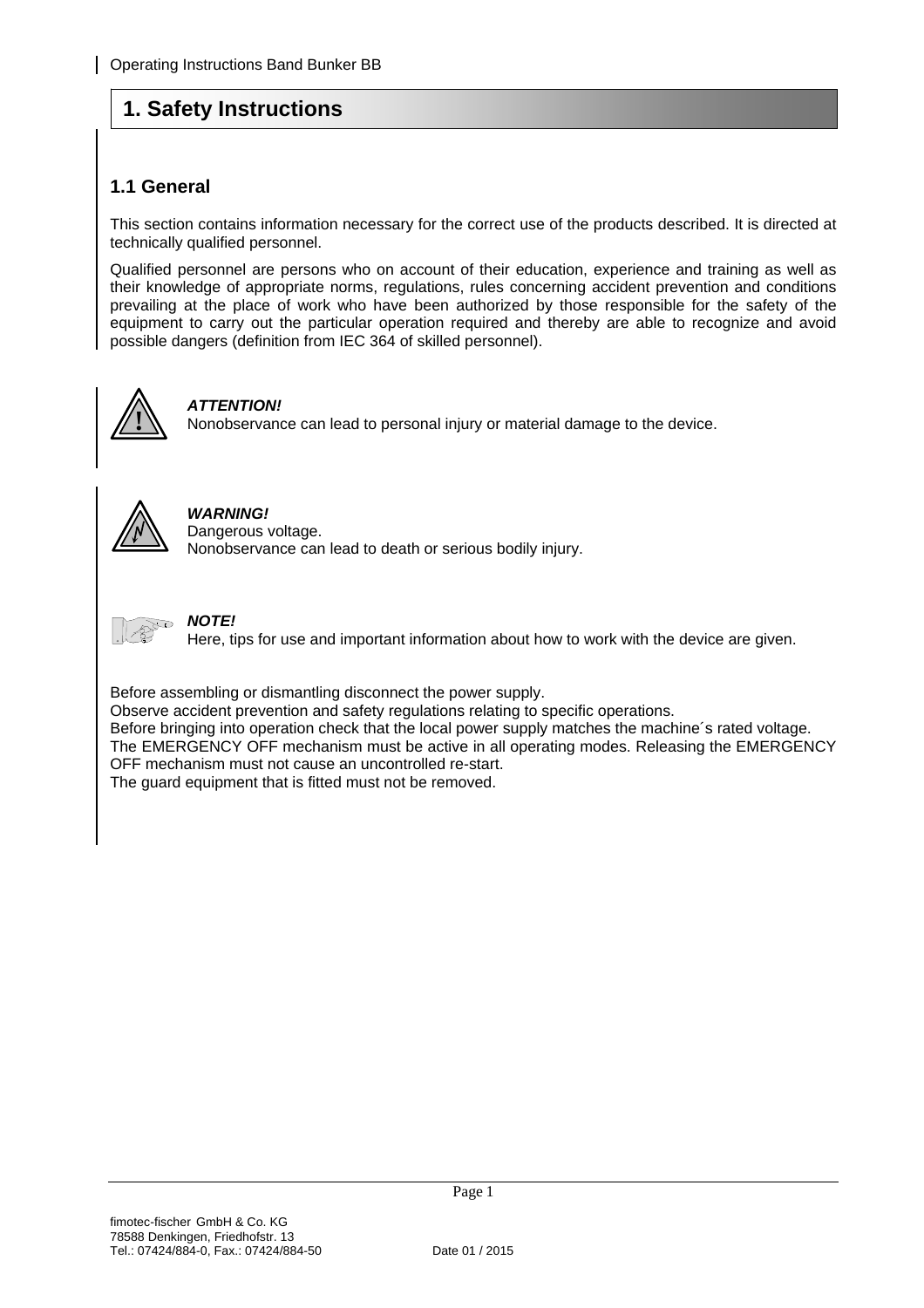# 1. Safety Instructions

## 1.1 General

This section contains information necessary for the correct use of the products described. It is directed at technically qualified personnel.

Qualified personnel are persons who on account of their education, experience and training as well as their knowledge of appropriate norms, regulations, rules concerning accident prevention and conditions prevailing at the place of work who have been authorized by those responsible for the safety of the equipment to carry out the particular operation required and thereby are able to recognize and avoid possible dangers (definition from IEC 364 of skilled personnel).

***ATTENTION!***
Nonobservance can lead to personal injury or material damage to the device.

***WARNING!***
Dangerous voltage.
Nonobservance can lead to death or serious bodily injury.

***NOTE!***
Here, tips for use and important information about how to work with the device are given.

Before assembling or dismantling disconnect the power supply.
Observe accident prevention and safety regulations relating to specific operations.
Before bringing into operation check that the local power supply matches the machine´s rated voltage.
The EMERGENCY OFF mechanism must be active in all operating modes. Releasing the EMERGENCY OFF mechanism must not cause an uncontrolled re-start.
The guard equipment that is fitted must not be removed.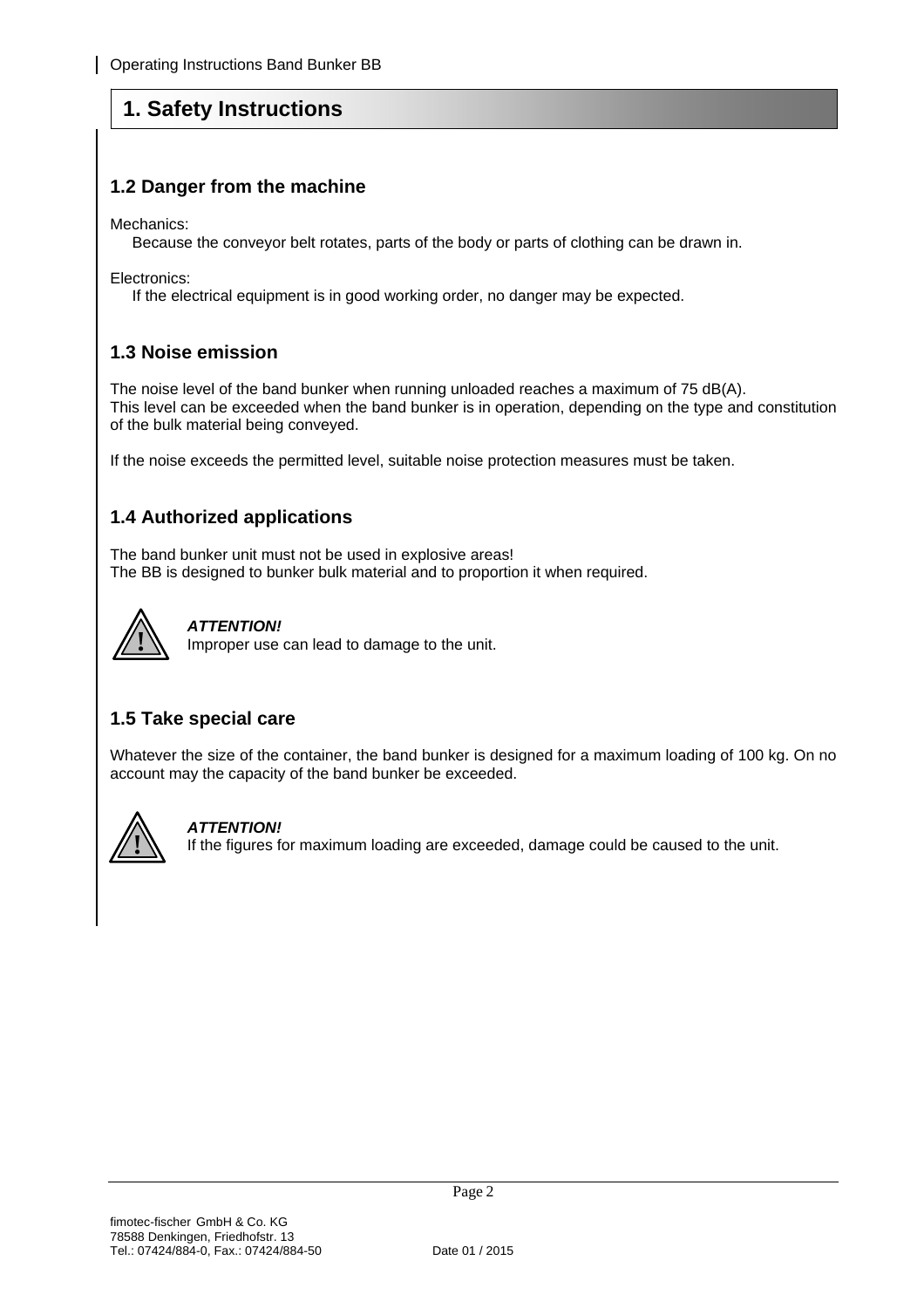# 1. Safety Instructions

## 1.2 Danger from the machine

Mechanics:
Because the conveyor belt rotates, parts of the body or parts of clothing can be drawn in.

Electronics:
If the electrical equipment is in good working order, no danger may be expected.

## 1.3 Noise emission

The noise level of the band bunker when running unloaded reaches a maximum of 75 dB(A).
This level can be exceeded when the band bunker is in operation, depending on the type and constitution of the bulk material being conveyed.

If the noise exceeds the permitted level, suitable noise protection measures must be taken.

## 1.4 Authorized applications

The band bunker unit must not be used in explosive areas!
The BB is designed to bunker bulk material and to proportion it when required.

***ATTENTION!***
Improper use can lead to damage to the unit.

## 1.5 Take special care

Whatever the size of the container, the band bunker is designed for a maximum loading of 100 kg. On no account may the capacity of the band bunker be exceeded.

***ATTENTION!***
If the figures for maximum loading are exceeded, damage could be caused to the unit.

fimotec-fischer GmbH & Co. KG
78588 Denkingen, Friedhofstr. 13
Tel.: 07424/884-0, Fax.: 07424/884-50 Date 01 / 2015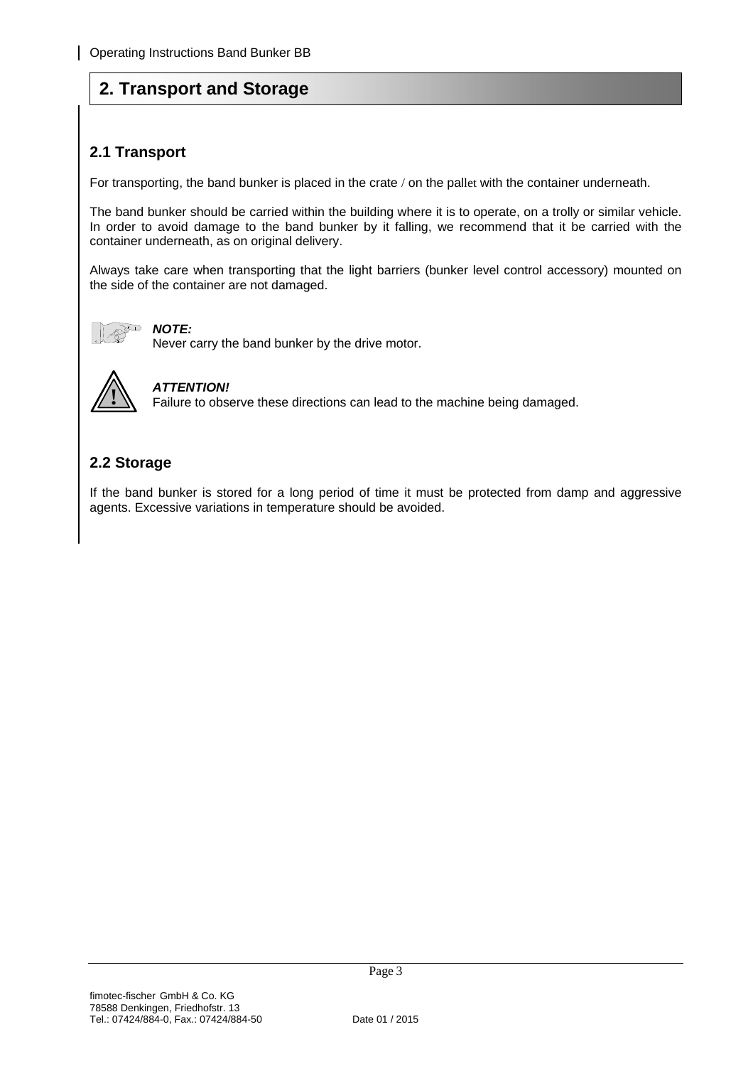# 2. Transport and Storage

## 2.1 Transport

For transporting, the band bunker is placed in the crate / on the pallet with the container underneath.

The band bunker should be carried within the building where it is to operate, on a trolly or similar vehicle. In order to avoid damage to the band bunker by it falling, we recommend that it be carried with the container underneath, as on original delivery.

Always take care when transporting that the light barriers (bunker level control accessory) mounted on the side of the container are not damaged.

***NOTE:***
Never carry the band bunker by the drive motor.

***ATTENTION!***
Failure to observe these directions can lead to the machine being damaged.

## 2.2 Storage

If the band bunker is stored for a long period of time it must be protected from damp and aggressive agents. Excessive variations in temperature should be avoided.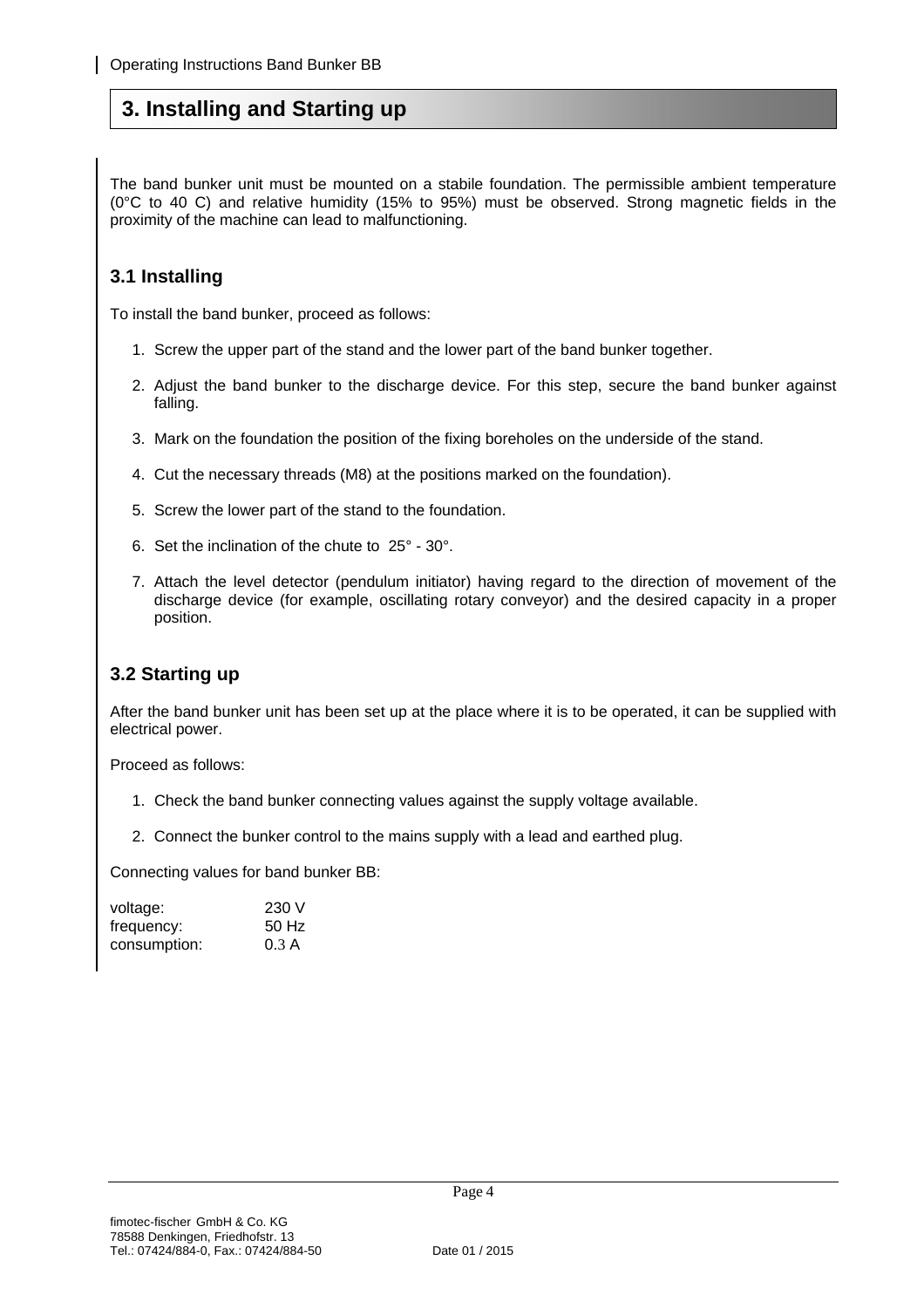# 3. Installing and Starting up

The band bunker unit must be mounted on a stabile foundation. The permissible ambient temperature (0°C to 40 C) and relative humidity (15% to 95%) must be observed. Strong magnetic fields in the proximity of the machine can lead to malfunctioning.

## 3.1 Installing

To install the band bunker, proceed as follows:

1. Screw the upper part of the stand and the lower part of the band bunker together.
2. Adjust the band bunker to the discharge device. For this step, secure the band bunker against falling.
3. Mark on the foundation the position of the fixing boreholes on the underside of the stand.
4. Cut the necessary threads (M8) at the positions marked on the foundation).
5. Screw the lower part of the stand to the foundation.
6. Set the inclination of the chute to 25° - 30°.
7. Attach the level detector (pendulum initiator) having regard to the direction of movement of the discharge device (for example, oscillating rotary conveyor) and the desired capacity in a proper position.

## 3.2 Starting up

After the band bunker unit has been set up at the place where it is to be operated, it can be supplied with electrical power.

Proceed as follows:

1. Check the band bunker connecting values against the supply voltage available.
2. Connect the bunker control to the mains supply with a lead and earthed plug.

Connecting values for band bunker BB:

| | |
|---|---|
| voltage: | 230 V |
| frequency: | 50 Hz |
| consumption: | 0.3 A |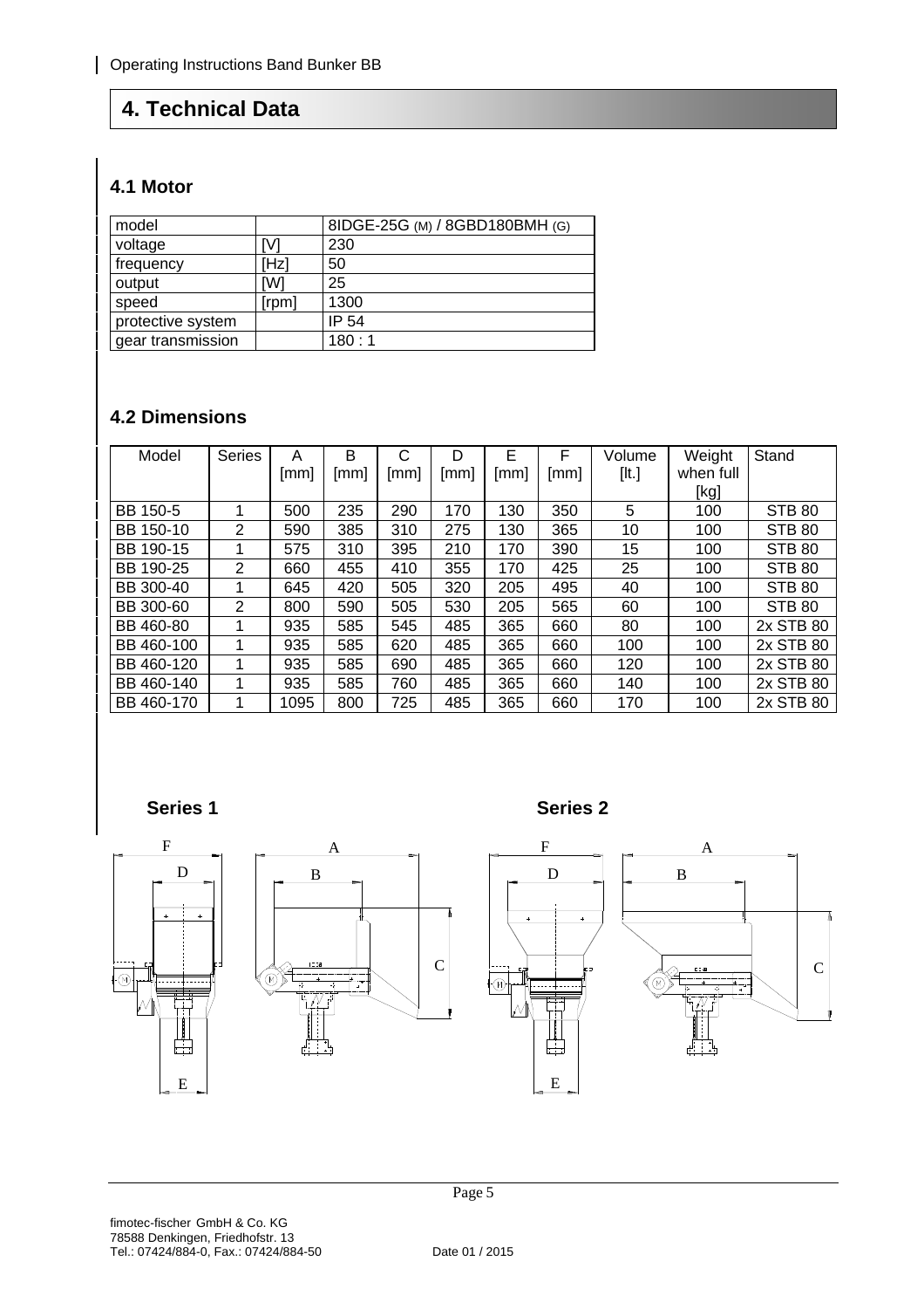# 4. Technical Data

## 4.1 Motor

| model | | 8IDGE-25G (M) / 8GBD180BMH (G) |
|---|---|---|
| voltage | [V] | 230 |
| frequency | [Hz] | 50 |
| output | [W] | 25 |
| speed | [rpm] | 1300 |
| protective system | | IP 54 |
| gear transmission | | 180 : 1 |

## 4.2 Dimensions

| Model | Series | A [mm] | B [mm] | C [mm] | D [mm] | E [mm] | F [mm] | Volume [lt.] | Weight when full [kg] | Stand |
|---|---|---|---|---|---|---|---|---|---|---|
| BB 150-5 | 1 | 500 | 235 | 290 | 170 | 130 | 350 | 5 | 100 | STB 80 |
| BB 150-10 | 2 | 590 | 385 | 310 | 275 | 130 | 365 | 10 | 100 | STB 80 |
| BB 190-15 | 1 | 575 | 310 | 395 | 210 | 170 | 390 | 15 | 100 | STB 80 |
| BB 190-25 | 2 | 660 | 455 | 410 | 355 | 170 | 425 | 25 | 100 | STB 80 |
| BB 300-40 | 1 | 645 | 420 | 505 | 320 | 205 | 495 | 40 | 100 | STB 80 |
| BB 300-60 | 2 | 800 | 590 | 505 | 530 | 205 | 565 | 60 | 100 | STB 80 |
| BB 460-80 | 1 | 935 | 585 | 545 | 485 | 365 | 660 | 80 | 100 | 2x STB 80 |
| BB 460-100 | 1 | 935 | 585 | 620 | 485 | 365 | 660 | 100 | 100 | 2x STB 80 |
| BB 460-120 | 1 | 935 | 585 | 690 | 485 | 365 | 660 | 120 | 100 | 2x STB 80 |
| BB 460-140 | 1 | 935 | 585 | 760 | 485 | 365 | 660 | 140 | 100 | 2x STB 80 |
| BB 460-170 | 1 | 1095 | 800 | 725 | 485 | 365 | 660 | 170 | 100 | 2x STB 80 |

**Series 1** **Series 2**

fimotec-fischer GmbH & Co. KG
78588 Denkingen, Friedhofstr. 13
Tel.: 07424/884-0, Fax.: 07424/884-50 Date 01 / 2015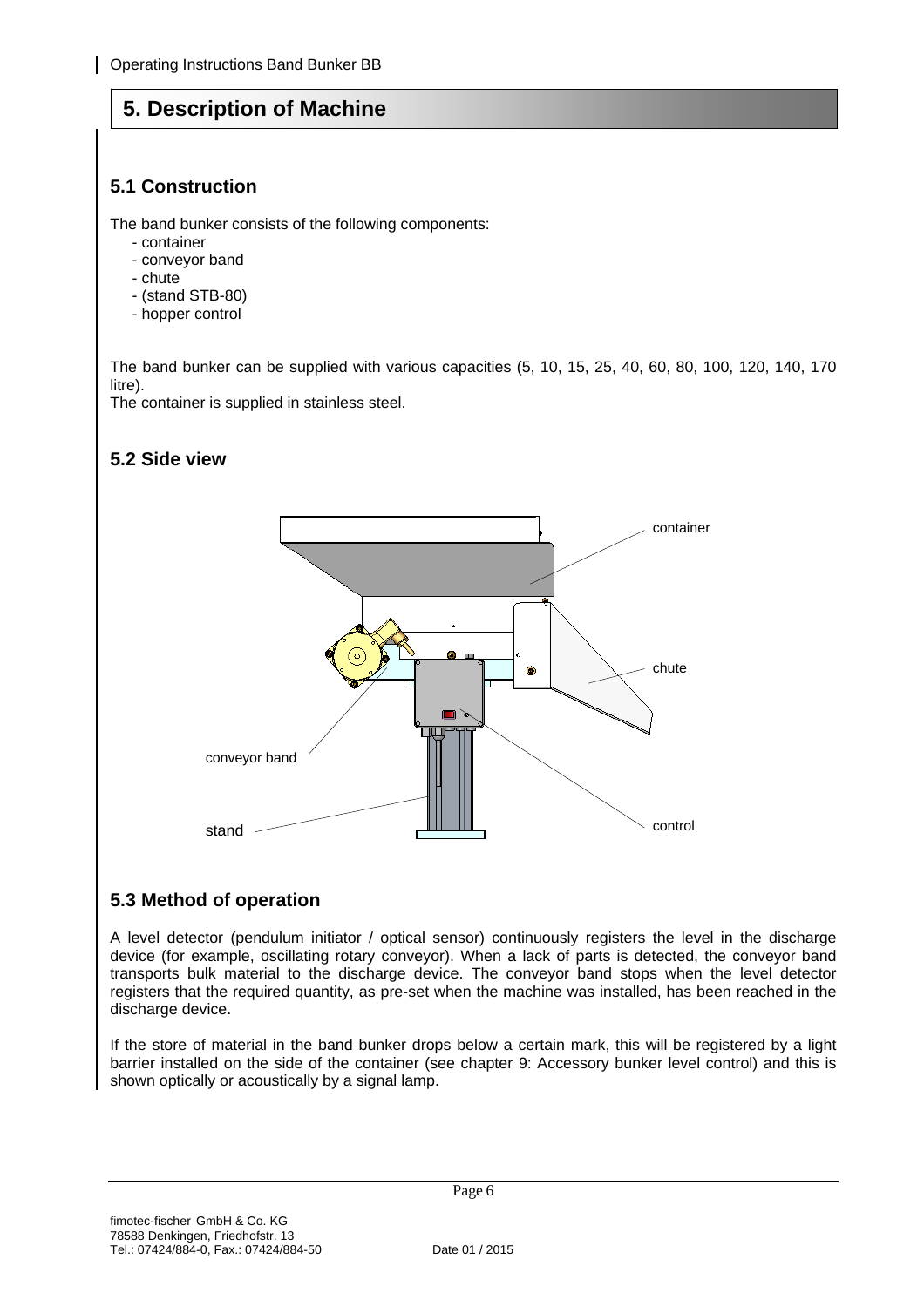# 5. Description of Machine

## 5.1 Construction

The band bunker consists of the following components:

- container
- conveyor band
- chute
- (stand STB-80)
- hopper control

The band bunker can be supplied with various capacities (5, 10, 15, 25, 40, 60, 80, 100, 120, 140, 170 litre).
The container is supplied in stainless steel.

## 5.2 Side view

container

chute

conveyor band

stand

control

## 5.3 Method of operation

A level detector (pendulum initiator / optical sensor) continuously registers the level in the discharge device (for example, oscillating rotary conveyor). When a lack of parts is detected, the conveyor band transports bulk material to the discharge device. The conveyor band stops when the level detector registers that the required quantity, as pre-set when the machine was installed, has been reached in the discharge device.

If the store of material in the band bunker drops below a certain mark, this will be registered by a light barrier installed on the side of the container (see chapter 9: Accessory bunker level control) and this is shown optically or acoustically by a signal lamp.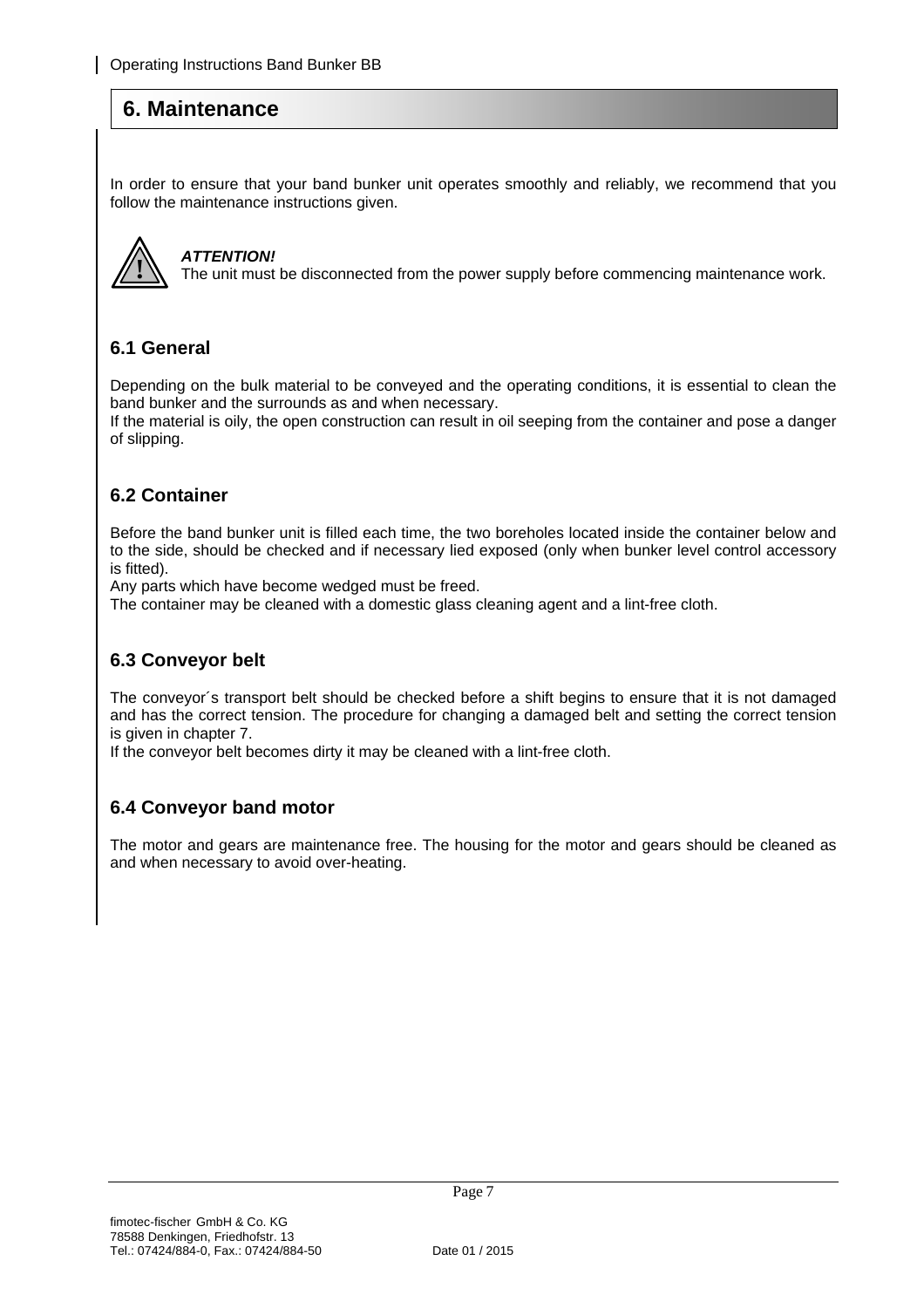## 6. Maintenance

In order to ensure that your band bunker unit operates smoothly and reliably, we recommend that you follow the maintenance instructions given.

***ATTENTION!***
The unit must be disconnected from the power supply before commencing maintenance work.

### 6.1 General

Depending on the bulk material to be conveyed and the operating conditions, it is essential to clean the band bunker and the surrounds as and when necessary.
If the material is oily, the open construction can result in oil seeping from the container and pose a danger of slipping.

### 6.2 Container

Before the band bunker unit is filled each time, the two boreholes located inside the container below and to the side, should be checked and if necessary lied exposed (only when bunker level control accessory is fitted).
Any parts which have become wedged must be freed.
The container may be cleaned with a domestic glass cleaning agent and a lint-free cloth.

### 6.3 Conveyor belt

The conveyor´s transport belt should be checked before a shift begins to ensure that it is not damaged and has the correct tension. The procedure for changing a damaged belt and setting the correct tension is given in chapter 7.
If the conveyor belt becomes dirty it may be cleaned with a lint-free cloth.

### 6.4 Conveyor band motor

The motor and gears are maintenance free. The housing for the motor and gears should be cleaned as and when necessary to avoid over-heating.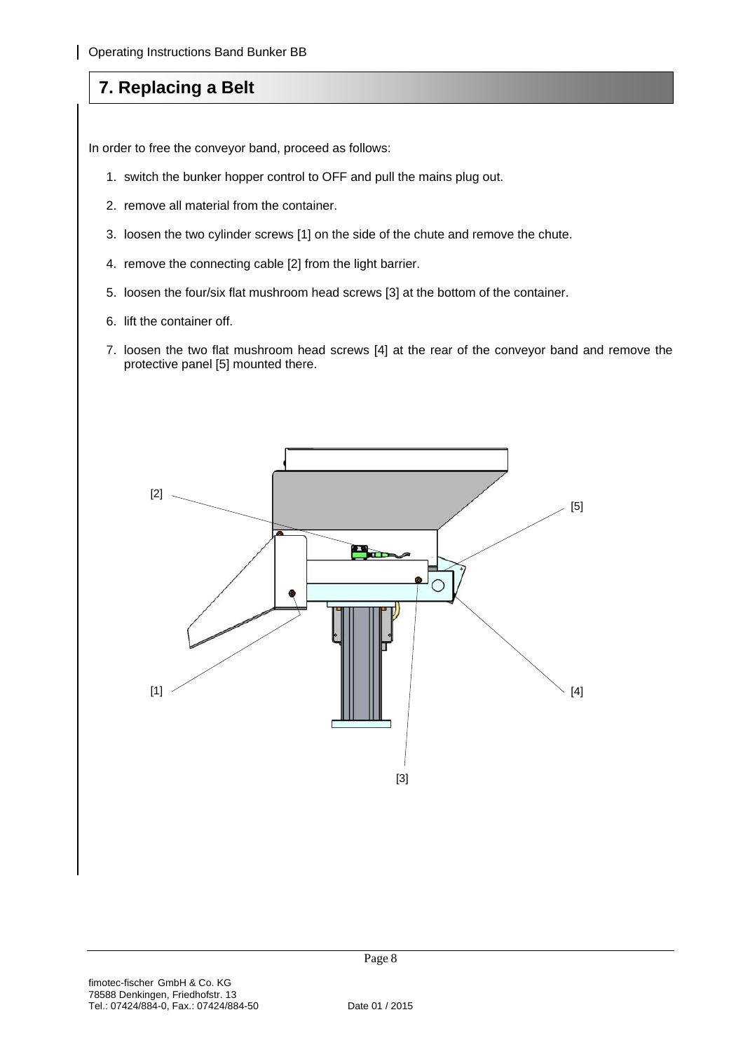# 7. Replacing a Belt

In order to free the conveyor band, proceed as follows:

1. switch the bunker hopper control to OFF and pull the mains plug out.
2. remove all material from the container.
3. loosen the two cylinder screws [1] on the side of the chute and remove the chute.
4. remove the connecting cable [2] from the light barrier.
5. loosen the four/six flat mushroom head screws [3] at the bottom of the container.
6. lift the container off.
7. loosen the two flat mushroom head screws [4] at the rear of the conveyor band and remove the protective panel [5] mounted there.

fimotec-fischer GmbH & Co. KG
78588 Denkingen, Friedhofstr. 13
Tel.: 07424/884-0, Fax.: 07424/884-50

Date 01 / 2015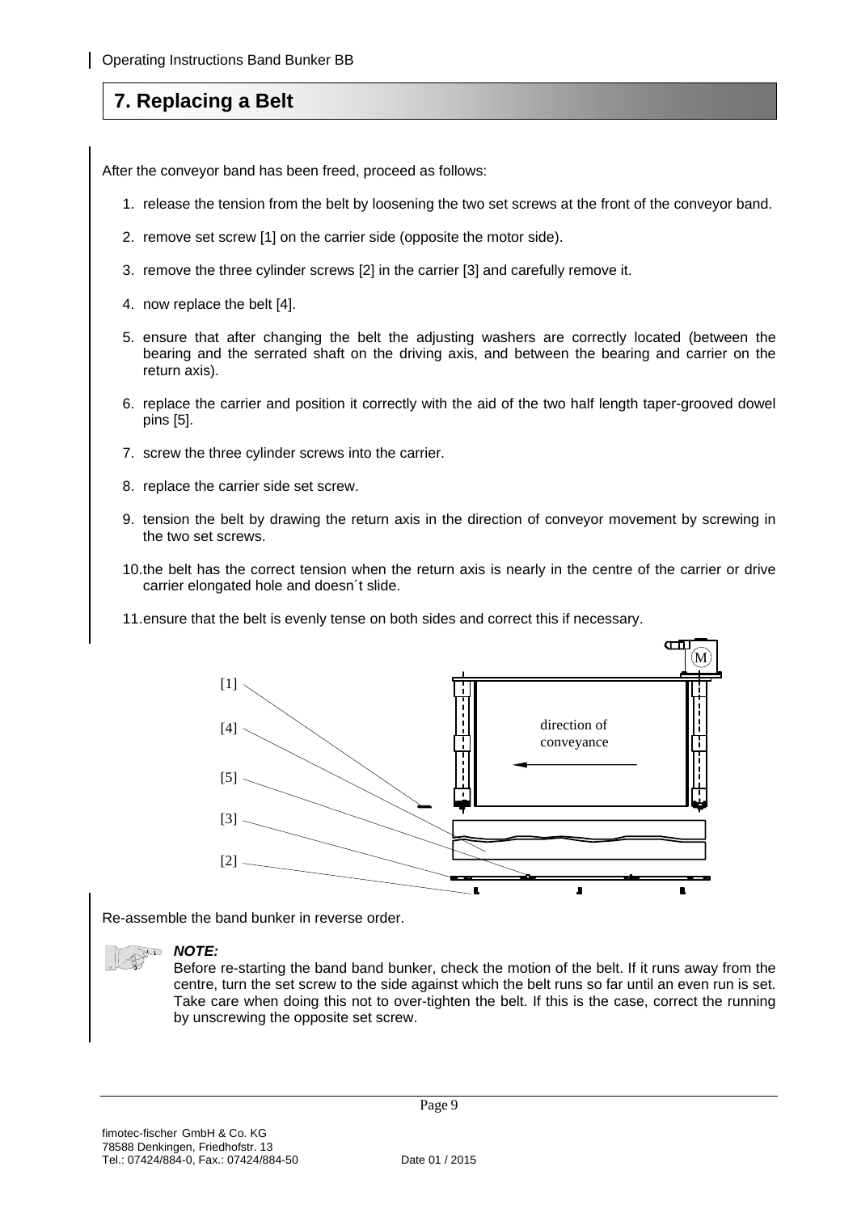## 7. Replacing a Belt

After the conveyor band has been freed, proceed as follows:

1. release the tension from the belt by loosening the two set screws at the front of the conveyor band.
2. remove set screw [1] on the carrier side (opposite the motor side).
3. remove the three cylinder screws [2] in the carrier [3] and carefully remove it.
4. now replace the belt [4].
5. ensure that after changing the belt the adjusting washers are correctly located (between the bearing and the serrated shaft on the driving axis, and between the bearing and carrier on the return axis).
6. replace the carrier and position it correctly with the aid of the two half length taper-grooved dowel pins [5].
7. screw the three cylinder screws into the carrier.
8. replace the carrier side set screw.
9. tension the belt by drawing the return axis in the direction of conveyor movement by screwing in the two set screws.
10. the belt has the correct tension when the return axis is nearly in the centre of the carrier or drive carrier elongated hole and doesn´t slide.
11. ensure that the belt is evenly tense on both sides and correct this if necessary.

[1]

[4]

[5]

[3]

[2]

direction of conveyance

M

Re-assemble the band bunker in reverse order.

***NOTE:***

Before re-starting the band band bunker, check the motion of the belt. If it runs away from the centre, turn the set screw to the side against which the belt runs so far until an even run is set. Take care when doing this not to over-tighten the belt. If this is the case, correct the running by unscrewing the opposite set screw.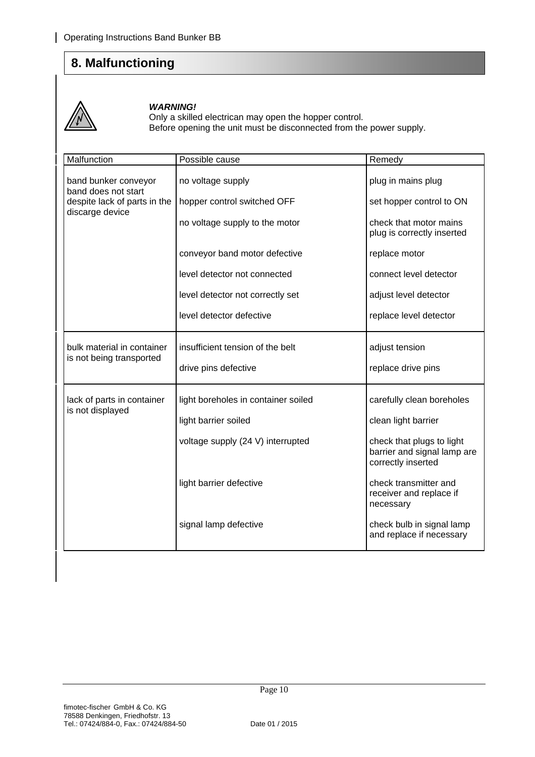## 8. Malfunctioning

***WARNING!***
Only a skilled electrican may open the hopper control.
Before opening the unit must be disconnected from the power supply.

| Malfunction | Possible cause | Remedy |
|---|---|---|
| band bunker conveyor band does not start despite lack of parts in the discarge device | no voltage supply | plug in mains plug |
| | hopper control switched OFF | set hopper control to ON |
| | no voltage supply to the motor | check that motor mains plug is correctly inserted |
| | conveyor band motor defective | replace motor |
| | level detector not connected | connect level detector |
| | level detector not correctly set | adjust level detector |
| | level detector defective | replace level detector |
| bulk material in container is not being transported | insufficient tension of the belt | adjust tension |
| | drive pins defective | replace drive pins |
| lack of parts in container is not displayed | light boreholes in container soiled | carefully clean boreholes |
| | light barrier soiled | clean light barrier |
| | voltage supply (24 V) interrupted | check that plugs to light barrier and signal lamp are correctly inserted |
| | light barrier defective | check transmitter and receiver and replace if necessary |
| | signal lamp defective | check bulb in signal lamp and replace if necessary |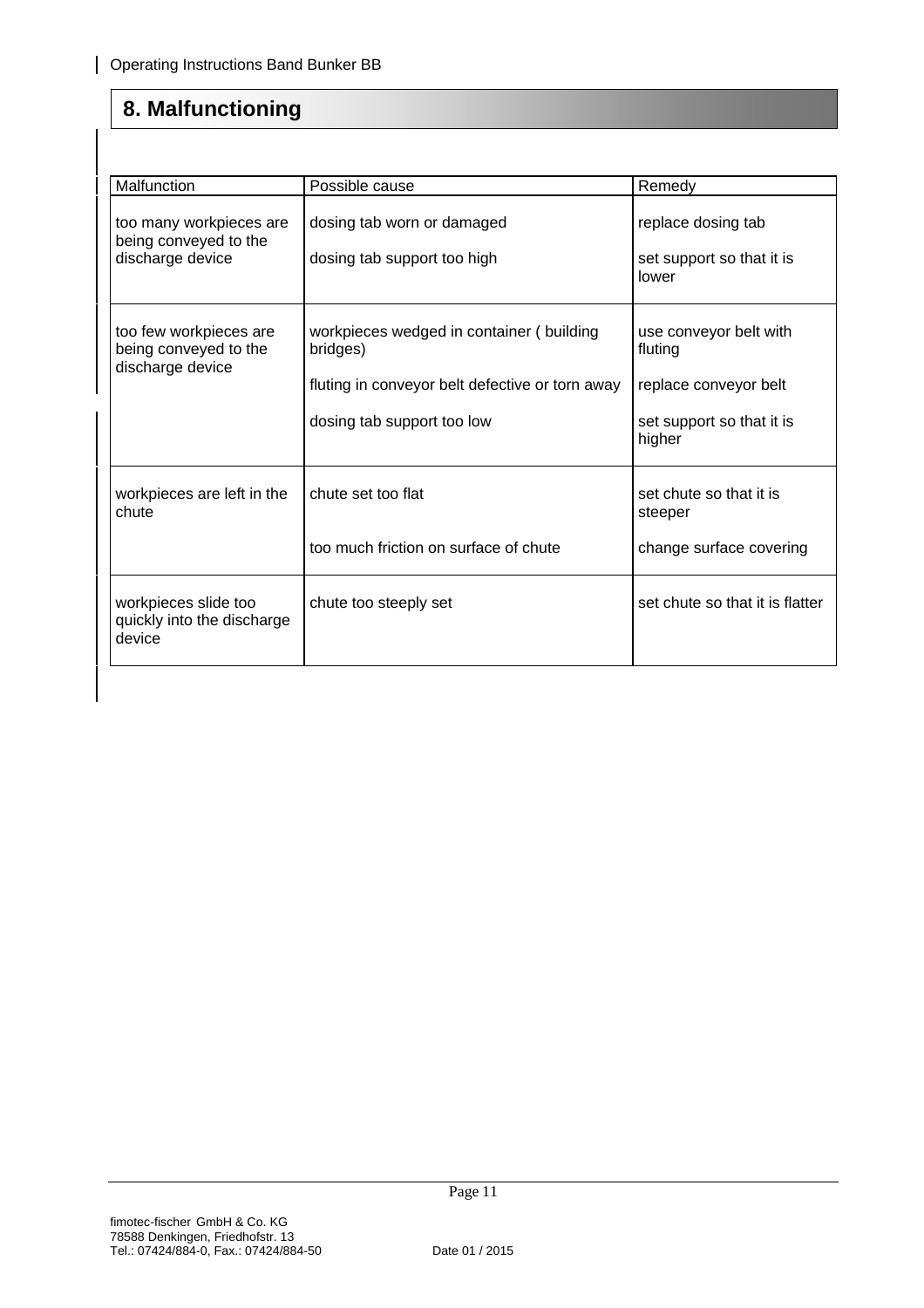## 8. Malfunctioning

| Malfunction | Possible cause | Remedy |
|---|---|---|
| too many workpieces are being conveyed to the discharge device | dosing tab worn or damaged | replace dosing tab |
| | dosing tab support too high | set support so that it is lower |
| too few workpieces are being conveyed to the discharge device | workpieces wedged in container ( building bridges) | use conveyor belt with fluting |
| | fluting in conveyor belt defective or torn away | replace conveyor belt |
| | dosing tab support too low | set support so that it is higher |
| workpieces are left in the chute | chute set too flat | set chute so that it is steeper |
| | too much friction on surface of chute | change surface covering |
| workpieces slide too quickly into the discharge device | chute too steeply set | set chute so that it is flatter |

fimotec-fischer GmbH & Co. KG
78588 Denkingen, Friedhofstr. 13
Tel.: 07424/884-0, Fax.: 07424/884-50

Date 01 / 2015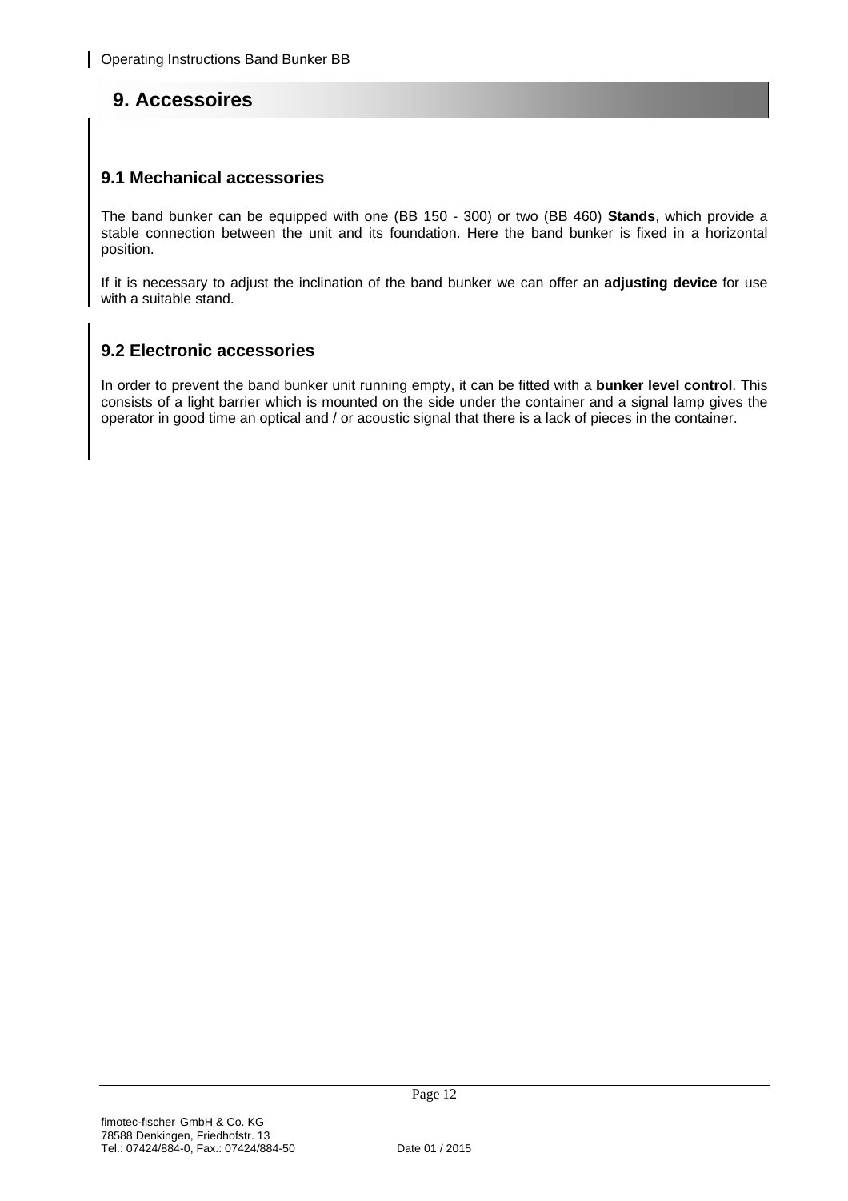# 9. Accessoires

## 9.1 Mechanical accessories

The band bunker can be equipped with one (BB 150 - 300) or two (BB 460) **Stands**, which provide a stable connection between the unit and its foundation. Here the band bunker is fixed in a horizontal position.

If it is necessary to adjust the inclination of the band bunker we can offer an **adjusting device** for use with a suitable stand.

## 9.2 Electronic accessories

In order to prevent the band bunker unit running empty, it can be fitted with a **bunker level control**. This consists of a light barrier which is mounted on the side under the container and a signal lamp gives the operator in good time an optical and / or acoustic signal that there is a lack of pieces in the container.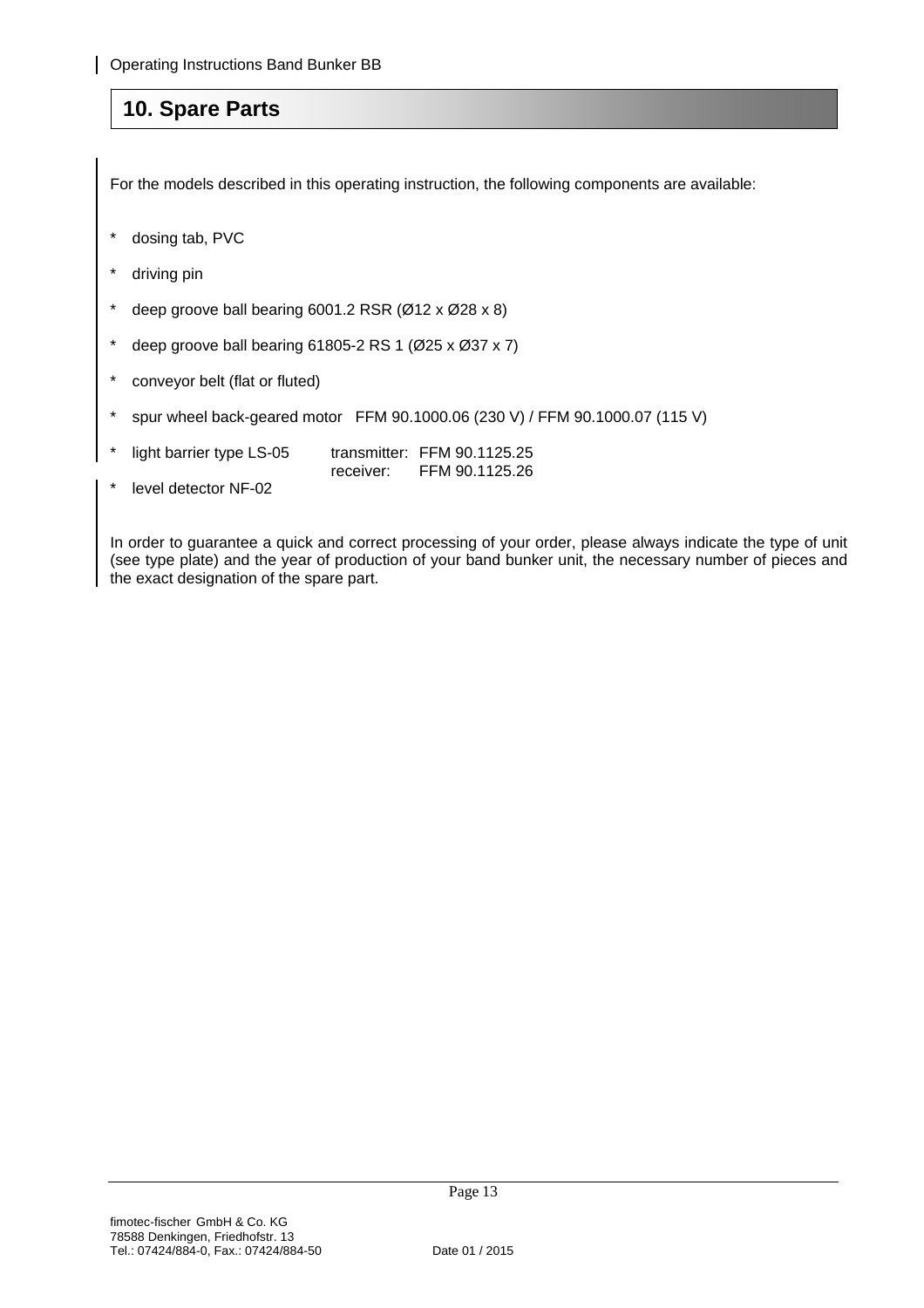## 10. Spare Parts

For the models described in this operating instruction, the following components are available:

* dosing tab, PVC
* driving pin
* deep groove ball bearing 6001.2 RSR (Ø12 x Ø28 x 8)
* deep groove ball bearing 61805-2 RS 1 (Ø25 x Ø37 x 7)
* conveyor belt (flat or fluted)
* spur wheel back-geared motor FFM 90.1000.06 (230 V) / FFM 90.1000.07 (115 V)
* light barrier type LS-05 transmitter: FFM 90.1125.25
  receiver: FFM 90.1125.26
* level detector NF-02

In order to guarantee a quick and correct processing of your order, please always indicate the type of unit (see type plate) and the year of production of your band bunker unit, the necessary number of pieces and the exact designation of the spare part.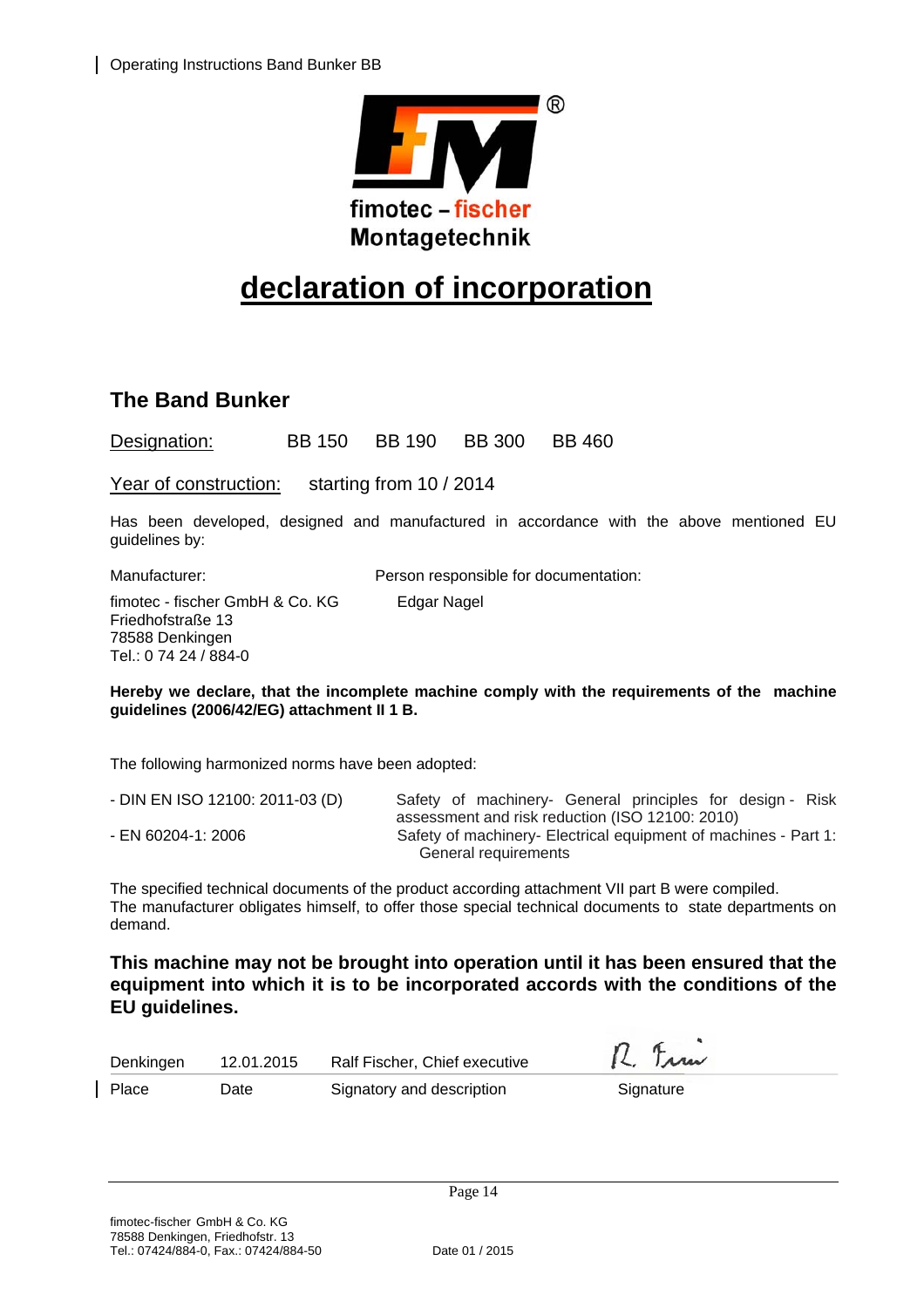fimotec – fischer
Montagetechnik

# declaration of incorporation

## The Band Bunker

Designation: BB 150 BB 190 BB 300 BB 460

Year of construction: starting from 10 / 2014

Has been developed, designed and manufactured in accordance with the above mentioned EU guidelines by:

| Manufacturer: | Person responsible for documentation: |
|---|---|
| fimotec - fischer GmbH & Co. KG<br>Friedhofstraße 13<br>78588 Denkingen<br>Tel.: 0 74 24 / 884-0 | Edgar Nagel |

**Hereby we declare, that the incomplete machine comply with the requirements of the machine guidelines (2006/42/EG) attachment II 1 B.**

The following harmonized norms have been adopted:

| | |
|---|---|
| - DIN EN ISO 12100: 2011-03 (D) | Safety of machinery- General principles for design - Risk assessment and risk reduction (ISO 12100: 2010) |
| - EN 60204-1: 2006 | Safety of machinery- Electrical equipment of machines - Part 1: General requirements |

The specified technical documents of the product according attachment VII part B were compiled.
The manufacturer obligates himself, to offer those special technical documents to state departments on demand.

**This machine may not be brought into operation until it has been ensured that the equipment into which it is to be incorporated accords with the conditions of the EU guidelines.**

| Denkingen | 12.01.2015 | Ralf Fischer, Chief executive | R. Fischer |
|---|---|---|---|
| Place | Date | Signatory and description | Signature |

fimotec-fischer GmbH & Co. KG
78588 Denkingen, Friedhofstr. 13
Tel.: 07424/884-0, Fax.: 07424/884-50

Date 01 / 2015